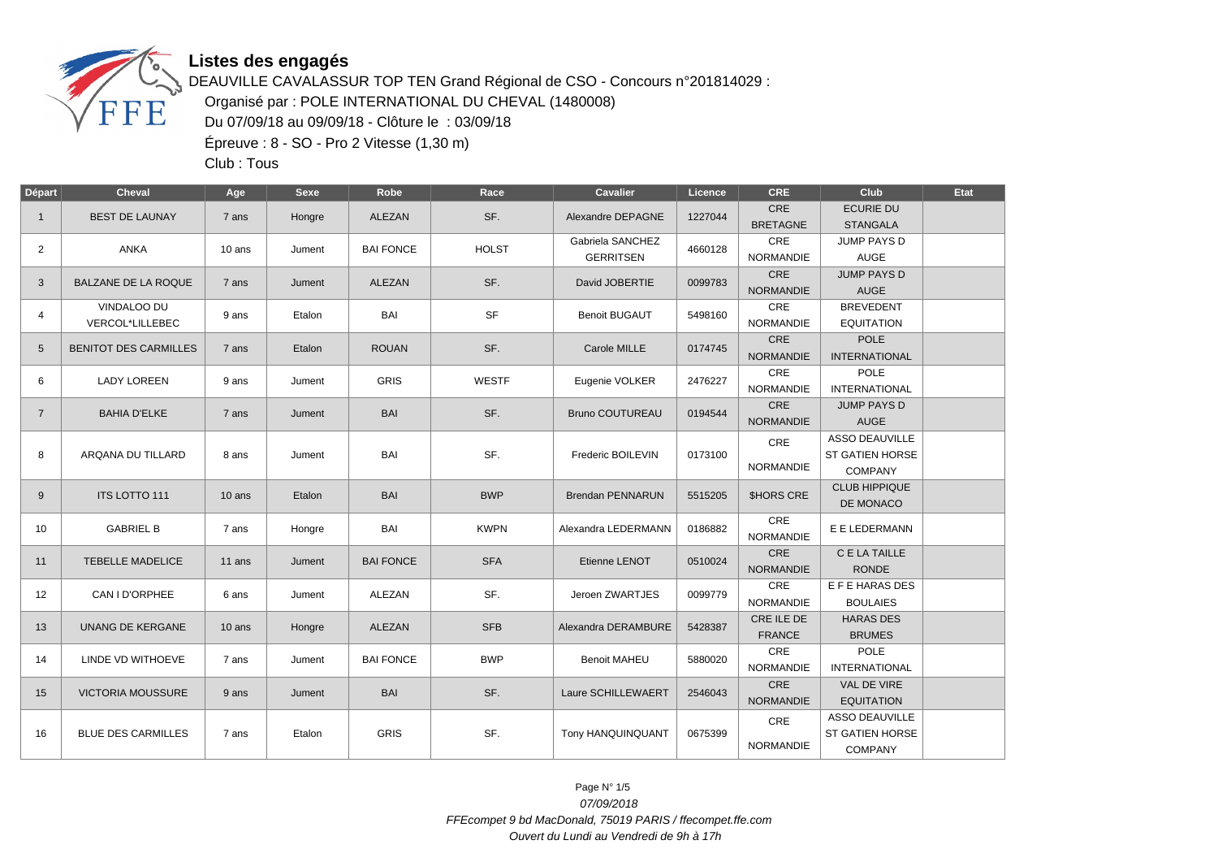## Listes des engagés

DEAUVILLE CAVALASSUR TOP TEN Grand Régional de CSO - Concours n°201814029 :

Organisé par : POLE INTERNATIONAL DU CHEVAL (1480008)

Du 07/09/18 au 09/09/18 - Clôture le : 03/09/18

Épreuve : 8 - SO - Pro 2 Vitesse (1,30 m)

Club : Tous

| Départ | Cheval | Age | Sexe | Robe | Race | Cavalier | Licence | CRE | Club | Etat |
|---|---|---|---|---|---|---|---|---|---|---|
| 1 | BEST DE LAUNAY | 7 ans | Hongre | ALEZAN | SF. | Alexandre DEPAGNE | 1227044 | CRE BRETAGNE | ECURIE DU STANGALA | |
| 2 | ANKA | 10 ans | Jument | BAI FONCE | HOLST | Gabriela SANCHEZ GERRITSEN | 4660128 | CRE NORMANDIE | JUMP PAYS D AUGE | |
| 3 | BALZANE DE LA ROQUE | 7 ans | Jument | ALEZAN | SF. | David JOBERTIE | 0099783 | CRE NORMANDIE | JUMP PAYS D AUGE | |
| 4 | VINDALOO DU VERCOL*LILLEBEC | 9 ans | Etalon | BAI | SF | Benoit BUGAUT | 5498160 | CRE NORMANDIE | BREVEDENT EQUITATION | |
| 5 | BENITOT DES CARMILLES | 7 ans | Etalon | ROUAN | SF. | Carole MILLE | 0174745 | CRE NORMANDIE | POLE INTERNATIONAL | |
| 6 | LADY LOREEN | 9 ans | Jument | GRIS | WESTF | Eugenie VOLKER | 2476227 | CRE NORMANDIE | POLE INTERNATIONAL | |
| 7 | BAHIA D'ELKE | 7 ans | Jument | BAI | SF. | Bruno COUTUREAU | 0194544 | CRE NORMANDIE | JUMP PAYS D AUGE | |
| 8 | ARQANA DU TILLARD | 8 ans | Jument | BAI | SF. | Frederic BOILEVIN | 0173100 | CRE NORMANDIE | ASSO DEAUVILLE ST GATIEN HORSE COMPANY | |
| 9 | ITS LOTTO 111 | 10 ans | Etalon | BAI | BWP | Brendan PENNARUN | 5515205 | $HORS CRE | CLUB HIPPIQUE DE MONACO | |
| 10 | GABRIEL B | 7 ans | Hongre | BAI | KWPN | Alexandra LEDERMANN | 0186882 | CRE NORMANDIE | E E LEDERMANN | |
| 11 | TEBELLE MADELICE | 11 ans | Jument | BAI FONCE | SFA | Etienne LENOT | 0510024 | CRE NORMANDIE | C E LA TAILLE RONDE | |
| 12 | CAN I D'ORPHEE | 6 ans | Jument | ALEZAN | SF. | Jeroen ZWARTJES | 0099779 | CRE NORMANDIE | E F E HARAS DES BOULAIES | |
| 13 | UNANG DE KERGANE | 10 ans | Hongre | ALEZAN | SFB | Alexandra DERAMBURE | 5428387 | CRE ILE DE FRANCE | HARAS DES BRUMES | |
| 14 | LINDE VD WITHOEVE | 7 ans | Jument | BAI FONCE | BWP | Benoit MAHEU | 5880020 | CRE NORMANDIE | POLE INTERNATIONAL | |
| 15 | VICTORIA MOUSSURE | 9 ans | Jument | BAI | SF. | Laure SCHILLEWAERT | 2546043 | CRE NORMANDIE | VAL DE VIRE EQUITATION | |
| 16 | BLUE DES CARMILLES | 7 ans | Etalon | GRIS | SF. | Tony HANQUINQUANT | 0675399 | CRE NORMANDIE | ASSO DEAUVILLE ST GATIEN HORSE COMPANY | |

*07/09/2018*

*FFEcompet 9 bd MacDonald, 75019 PARIS / ffecompet.ffe.com*

*Ouvert du Lundi au Vendredi de 9h à 17h*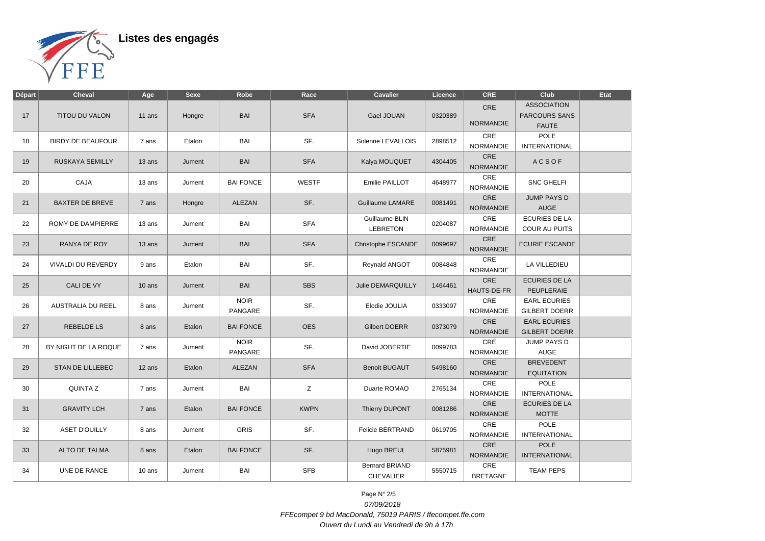## Listes des engagés

| Départ | Cheval | Age | Sexe | Robe | Race | Cavalier | Licence | CRE | Club | Etat |
|---|---|---|---|---|---|---|---|---|---|---|
| 17 | TITOU DU VALON | 11 ans | Hongre | BAI | SFA | Gael JOUAN | 0320389 | CRE NORMANDIE | ASSOCIATION PARCOURS SANS FAUTE | |
| 18 | BIRDY DE BEAUFOUR | 7 ans | Etalon | BAI | SF. | Solenne LEVALLOIS | 2898512 | CRE NORMANDIE | POLE INTERNATIONAL | |
| 19 | RUSKAYA SEMILLY | 13 ans | Jument | BAI | SFA | Kalya MOUQUET | 4304405 | CRE NORMANDIE | A C S O F | |
| 20 | CAJA | 13 ans | Jument | BAI FONCE | WESTF | Emilie PAILLOT | 4648977 | CRE NORMANDIE | SNC GHELFI | |
| 21 | BAXTER DE BREVE | 7 ans | Hongre | ALEZAN | SF. | Guillaume LAMARE | 0081491 | CRE NORMANDIE | JUMP PAYS D AUGE | |
| 22 | ROMY DE DAMPIERRE | 13 ans | Jument | BAI | SFA | Guillaume BLIN LEBRETON | 0204087 | CRE NORMANDIE | ECURIES DE LA COUR AU PUITS | |
| 23 | RANYA DE ROY | 13 ans | Jument | BAI | SFA | Christophe ESCANDE | 0099697 | CRE NORMANDIE | ECURIE ESCANDE | |
| 24 | VIVALDI DU REVERDY | 9 ans | Etalon | BAI | SF. | Reynald ANGOT | 0084848 | CRE NORMANDIE | LA VILLEDIEU | |
| 25 | CALI DE VY | 10 ans | Jument | BAI | SBS | Julie DEMARQUILLY | 1464461 | CRE HAUTS-DE-FR | ECURIES DE LA PEUPLERAIE | |
| 26 | AUSTRALIA DU REEL | 8 ans | Jument | NOIR PANGARE | SF. | Elodie JOULIA | 0333097 | CRE NORMANDIE | EARL ECURIES GILBERT DOERR | |
| 27 | REBELDE LS | 8 ans | Etalon | BAI FONCE | OES | Gilbert DOERR | 0373079 | CRE NORMANDIE | EARL ECURIES GILBERT DOERR | |
| 28 | BY NIGHT DE LA ROQUE | 7 ans | Jument | NOIR PANGARE | SF. | David JOBERTIE | 0099783 | CRE NORMANDIE | JUMP PAYS D AUGE | |
| 29 | STAN DE LILLEBEC | 12 ans | Etalon | ALEZAN | SFA | Benoit BUGAUT | 5498160 | CRE NORMANDIE | BREVEDENT EQUITATION | |
| 30 | QUINTA Z | 7 ans | Jument | BAI | Z | Duarte ROMAO | 2765134 | CRE NORMANDIE | POLE INTERNATIONAL | |
| 31 | GRAVITY LCH | 7 ans | Etalon | BAI FONCE | KWPN | Thierry DUPONT | 0081286 | CRE NORMANDIE | ECURIES DE LA MOTTE | |
| 32 | ASET D'OUILLY | 8 ans | Jument | GRIS | SF. | Felicie BERTRAND | 0619705 | CRE NORMANDIE | POLE INTERNATIONAL | |
| 33 | ALTO DE TALMA | 8 ans | Etalon | BAI FONCE | SF. | Hugo BREUL | 5875981 | CRE NORMANDIE | POLE INTERNATIONAL | |
| 34 | UNE DE RANCE | 10 ans | Jument | BAI | SFB | Bernard BRIAND CHEVALIER | 5550715 | CRE BRETAGNE | TEAM PEPS | |

*07/09/2018*

*FFEcompet 9 bd MacDonald, 75019 PARIS / ffecompet.ffe.com*

*Ouvert du Lundi au Vendredi de 9h à 17h*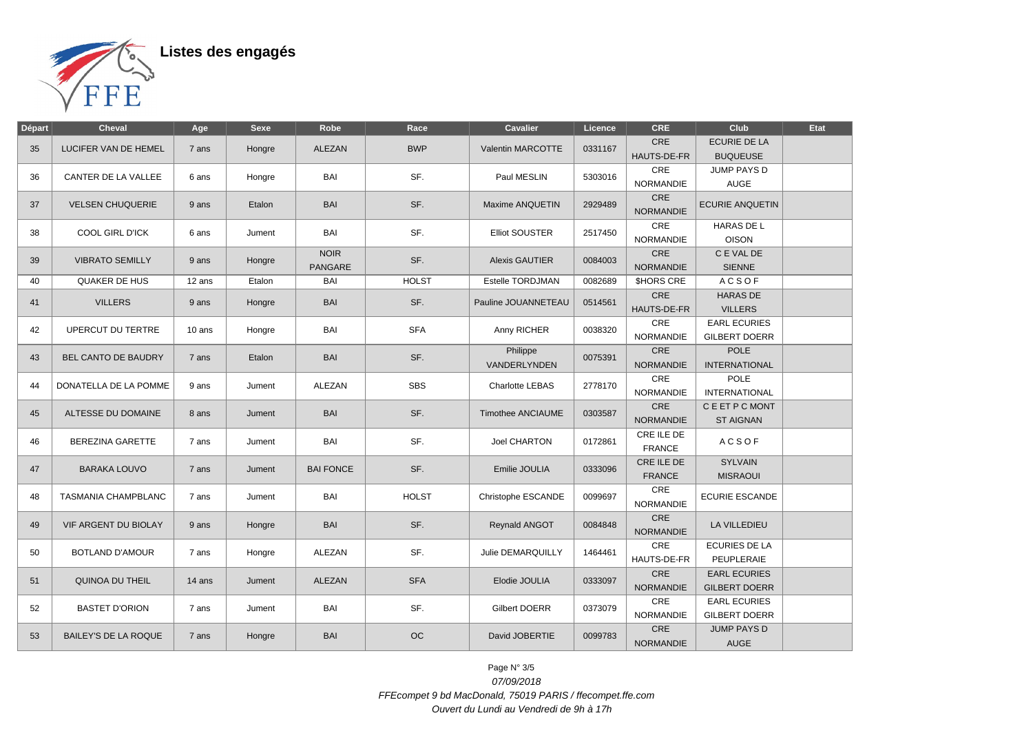# Listes des engagés

| Départ | Cheval | Age | Sexe | Robe | Race | Cavalier | Licence | CRE | Club | Etat |
|---|---|---|---|---|---|---|---|---|---|---|
| 35 | LUCIFER VAN DE HEMEL | 7 ans | Hongre | ALEZAN | BWP | Valentin MARCOTTE | 0331167 | CRE HAUTS-DE-FR | ECURIE DE LA BUQUEUSE | |
| 36 | CANTER DE LA VALLEE | 6 ans | Hongre | BAI | SF. | Paul MESLIN | 5303016 | CRE NORMANDIE | JUMP PAYS D AUGE | |
| 37 | VELSEN CHUQUERIE | 9 ans | Etalon | BAI | SF. | Maxime ANQUETIN | 2929489 | CRE NORMANDIE | ECURIE ANQUETIN | |
| 38 | COOL GIRL D'ICK | 6 ans | Jument | BAI | SF. | Elliot SOUSTER | 2517450 | CRE NORMANDIE | HARAS DE L OISON | |
| 39 | VIBRATO SEMILLY | 9 ans | Hongre | NOIR PANGARE | SF. | Alexis GAUTIER | 0084003 | CRE NORMANDIE | C E VAL DE SIENNE | |
| 40 | QUAKER DE HUS | 12 ans | Etalon | BAI | HOLST | Estelle TORDJMAN | 0082689 | $HORS CRE | A C S O F | |
| 41 | VILLERS | 9 ans | Hongre | BAI | SF. | Pauline JOUANNETEAU | 0514561 | CRE HAUTS-DE-FR | HARAS DE VILLERS | |
| 42 | UPERCUT DU TERTRE | 10 ans | Hongre | BAI | SFA | Anny RICHER | 0038320 | CRE NORMANDIE | EARL ECURIES GILBERT DOERR | |
| 43 | BEL CANTO DE BAUDRY | 7 ans | Etalon | BAI | SF. | Philippe VANDERLYNDEN | 0075391 | CRE NORMANDIE | POLE INTERNATIONAL | |
| 44 | DONATELLA DE LA POMME | 9 ans | Jument | ALEZAN | SBS | Charlotte LEBAS | 2778170 | CRE NORMANDIE | POLE INTERNATIONAL | |
| 45 | ALTESSE DU DOMAINE | 8 ans | Jument | BAI | SF. | Timothee ANCIAUME | 0303587 | CRE NORMANDIE | C E ET P C MONT ST AIGNAN | |
| 46 | BEREZINA GARETTE | 7 ans | Jument | BAI | SF. | Joel CHARTON | 0172861 | CRE ILE DE FRANCE | A C S O F | |
| 47 | BARAKA LOUVO | 7 ans | Jument | BAI FONCE | SF. | Emilie JOULIA | 0333096 | CRE ILE DE FRANCE | SYLVAIN MISRAOUI | |
| 48 | TASMANIA CHAMPBLANC | 7 ans | Jument | BAI | HOLST | Christophe ESCANDE | 0099697 | CRE NORMANDIE | ECURIE ESCANDE | |
| 49 | VIF ARGENT DU BIOLAY | 9 ans | Hongre | BAI | SF. | Reynald ANGOT | 0084848 | CRE NORMANDIE | LA VILLEDIEU | |
| 50 | BOTLAND D'AMOUR | 7 ans | Hongre | ALEZAN | SF. | Julie DEMARQUILLY | 1464461 | CRE HAUTS-DE-FR | ECURIES DE LA PEUPLERAIE | |
| 51 | QUINOA DU THEIL | 14 ans | Jument | ALEZAN | SFA | Elodie JOULIA | 0333097 | CRE NORMANDIE | EARL ECURIES GILBERT DOERR | |
| 52 | BASTET D'ORION | 7 ans | Jument | BAI | SF. | Gilbert DOERR | 0373079 | CRE NORMANDIE | EARL ECURIES GILBERT DOERR | |
| 53 | BAILEY'S DE LA ROQUE | 7 ans | Hongre | BAI | OC | David JOBERTIE | 0099783 | CRE NORMANDIE | JUMP PAYS D AUGE | |

*07/09/2018*

*FFEcompet 9 bd MacDonald, 75019 PARIS / ffecompet.ffe.com*

*Ouvert du Lundi au Vendredi de 9h à 17h*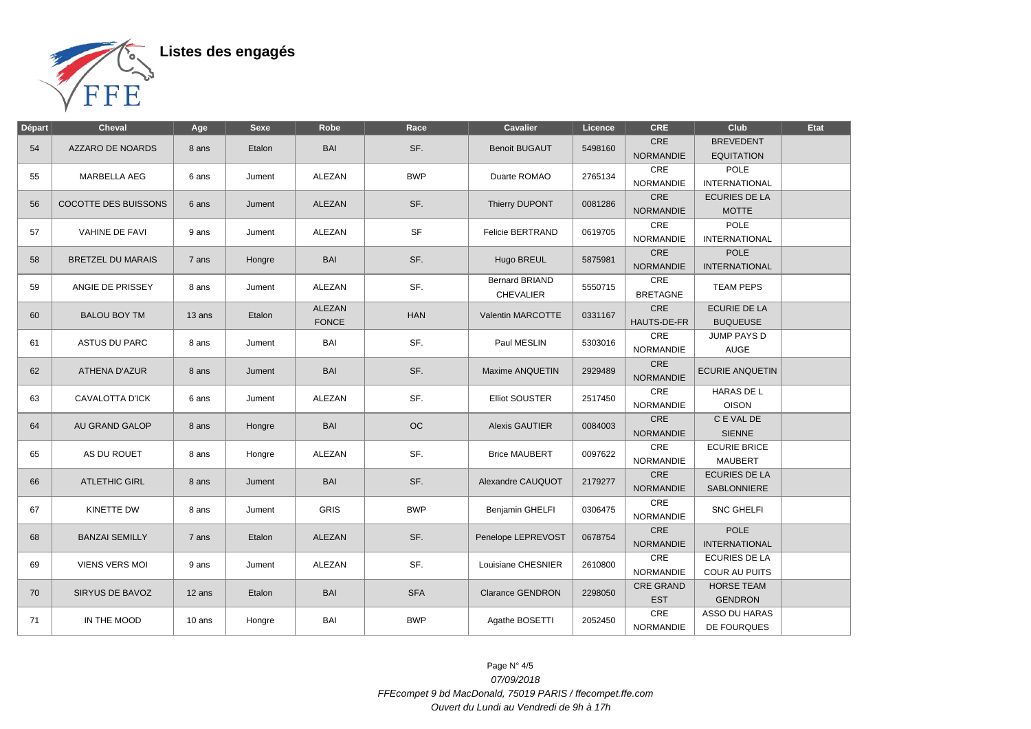# Listes des engagés

| Départ | Cheval | Age | Sexe | Robe | Race | Cavalier | Licence | CRE | Club | Etat |
|---|---|---|---|---|---|---|---|---|---|---|
| 54 | AZZARO DE NOARDS | 8 ans | Etalon | BAI | SF. | Benoit BUGAUT | 5498160 | CRE NORMANDIE | BREVEDENT EQUITATION | |
| 55 | MARBELLA AEG | 6 ans | Jument | ALEZAN | BWP | Duarte ROMAO | 2765134 | CRE NORMANDIE | POLE INTERNATIONAL | |
| 56 | COCOTTE DES BUISSONS | 6 ans | Jument | ALEZAN | SF. | Thierry DUPONT | 0081286 | CRE NORMANDIE | ECURIES DE LA MOTTE | |
| 57 | VAHINE DE FAVI | 9 ans | Jument | ALEZAN | SF | Felicie BERTRAND | 0619705 | CRE NORMANDIE | POLE INTERNATIONAL | |
| 58 | BRETZEL DU MARAIS | 7 ans | Hongre | BAI | SF. | Hugo BREUL | 5875981 | CRE NORMANDIE | POLE INTERNATIONAL | |
| 59 | ANGIE DE PRISSEY | 8 ans | Jument | ALEZAN | SF. | Bernard BRIAND CHEVALIER | 5550715 | CRE BRETAGNE | TEAM PEPS | |
| 60 | BALOU BOY TM | 13 ans | Etalon | ALEZAN FONCE | HAN | Valentin MARCOTTE | 0331167 | CRE HAUTS-DE-FR | ECURIE DE LA BUQUEUSE | |
| 61 | ASTUS DU PARC | 8 ans | Jument | BAI | SF. | Paul MESLIN | 5303016 | CRE NORMANDIE | JUMP PAYS D AUGE | |
| 62 | ATHENA D'AZUR | 8 ans | Jument | BAI | SF. | Maxime ANQUETIN | 2929489 | CRE NORMANDIE | ECURIE ANQUETIN | |
| 63 | CAVALOTTA D'ICK | 6 ans | Jument | ALEZAN | SF. | Elliot SOUSTER | 2517450 | CRE NORMANDIE | HARAS DE L OISON | |
| 64 | AU GRAND GALOP | 8 ans | Hongre | BAI | OC | Alexis GAUTIER | 0084003 | CRE NORMANDIE | C E VAL DE SIENNE | |
| 65 | AS DU ROUET | 8 ans | Hongre | ALEZAN | SF. | Brice MAUBERT | 0097622 | CRE NORMANDIE | ECURIE BRICE MAUBERT | |
| 66 | ATLETHIC GIRL | 8 ans | Jument | BAI | SF. | Alexandre CAUQUOT | 2179277 | CRE NORMANDIE | ECURIES DE LA SABLONNIERE | |
| 67 | KINETTE DW | 8 ans | Jument | GRIS | BWP | Benjamin GHELFI | 0306475 | CRE NORMANDIE | SNC GHELFI | |
| 68 | BANZAI SEMILLY | 7 ans | Etalon | ALEZAN | SF. | Penelope LEPREVOST | 0678754 | CRE NORMANDIE | POLE INTERNATIONAL | |
| 69 | VIENS VERS MOI | 9 ans | Jument | ALEZAN | SF. | Louisiane CHESNIER | 2610800 | CRE NORMANDIE | ECURIES DE LA COUR AU PUITS | |
| 70 | SIRYUS DE BAVOZ | 12 ans | Etalon | BAI | SFA | Clarance GENDRON | 2298050 | CRE GRAND EST | HORSE TEAM GENDRON | |
| 71 | IN THE MOOD | 10 ans | Hongre | BAI | BWP | Agathe BOSETTI | 2052450 | CRE NORMANDIE | ASSO DU HARAS DE FOURQUES | |

*07/09/2018*

*FFEcompet 9 bd MacDonald, 75019 PARIS / ffecompet.ffe.com*

*Ouvert du Lundi au Vendredi de 9h à 17h*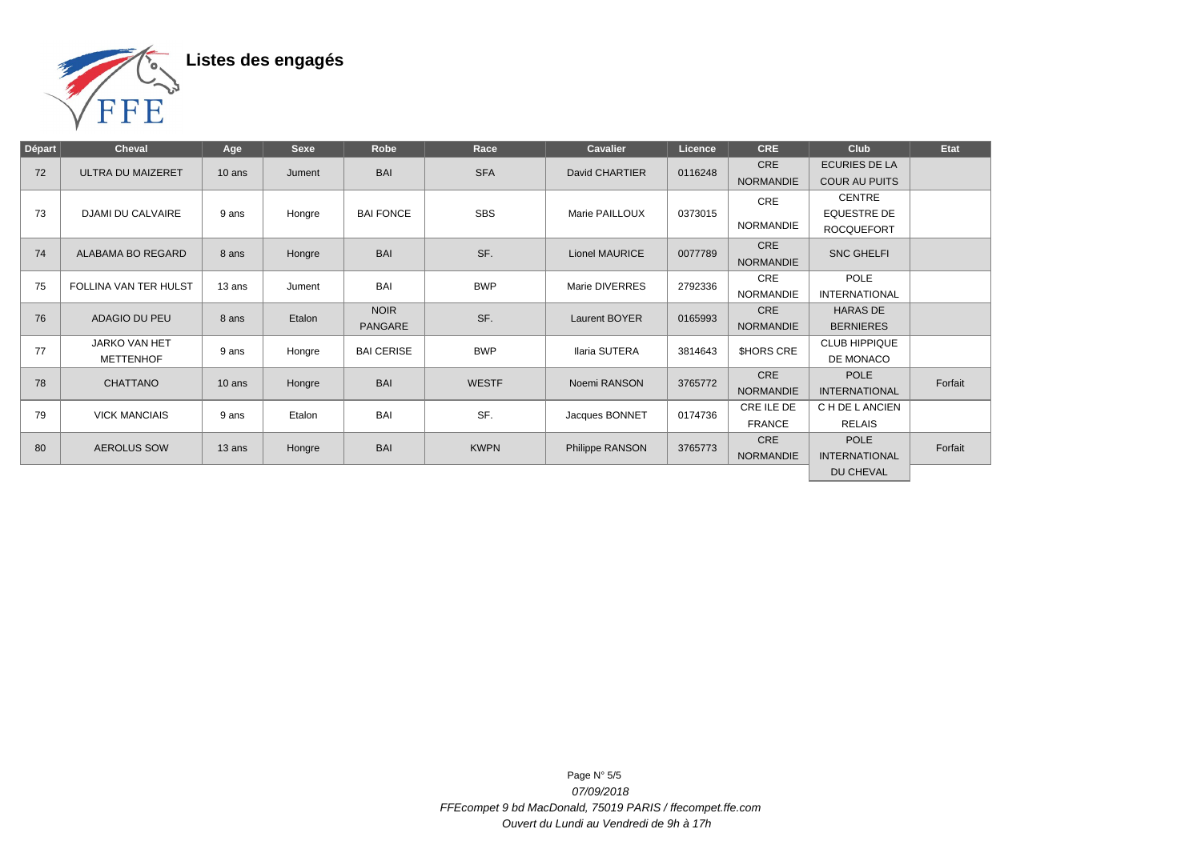**Listes des engagés**

| Départ | Cheval | Age | Sexe | Robe | Race | Cavalier | Licence | CRE | Club | Etat |
|---|---|---|---|---|---|---|---|---|---|---|
| 72 | ULTRA DU MAIZERET | 10 ans | Jument | BAI | SFA | David CHARTIER | 0116248 | CRE NORMANDIE | ECURIES DE LA COUR AU PUITS | |
| 73 | DJAMI DU CALVAIRE | 9 ans | Hongre | BAI FONCE | SBS | Marie PAILLOUX | 0373015 | CRE NORMANDIE | CENTRE EQUESTRE DE ROCQUEFORT | |
| 74 | ALABAMA BO REGARD | 8 ans | Hongre | BAI | SF. | Lionel MAURICE | 0077789 | CRE NORMANDIE | SNC GHELFI | |
| 75 | FOLLINA VAN TER HULST | 13 ans | Jument | BAI | BWP | Marie DIVERRES | 2792336 | CRE NORMANDIE | POLE INTERNATIONAL | |
| 76 | ADAGIO DU PEU | 8 ans | Etalon | NOIR PANGARE | SF. | Laurent BOYER | 0165993 | CRE NORMANDIE | HARAS DE BERNIERES | |
| 77 | JARKO VAN HET METTENHOF | 9 ans | Hongre | BAI CERISE | BWP | Ilaria SUTERA | 3814643 | $HORS CRE | CLUB HIPPIQUE DE MONACO | |
| 78 | CHATTANO | 10 ans | Hongre | BAI | WESTF | Noemi RANSON | 3765772 | CRE NORMANDIE | POLE INTERNATIONAL | Forfait |
| 79 | VICK MANCIAIS | 9 ans | Etalon | BAI | SF. | Jacques BONNET | 0174736 | CRE ILE DE FRANCE | C H DE L ANCIEN RELAIS | |
| 80 | AEROLUS SOW | 13 ans | Hongre | BAI | KWPN | Philippe RANSON | 3765773 | CRE NORMANDIE | POLE INTERNATIONAL DU CHEVAL | Forfait |

*07/09/2018*

*FFEcompet 9 bd MacDonald, 75019 PARIS / ffecompet.ffe.com*

*Ouvert du Lundi au Vendredi de 9h à 17h*